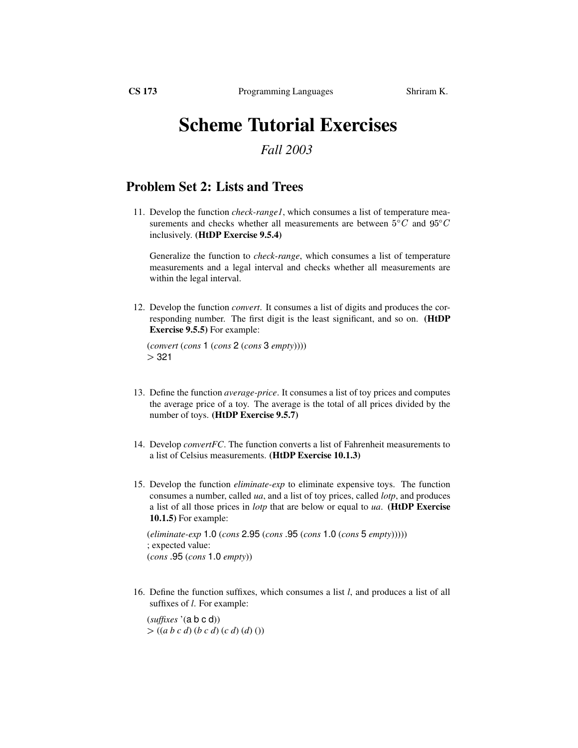# Scheme Tutorial Exercises

*Fall 2003*

## Problem Set 2: Lists and Trees

11. Develop the function *check-range1*, which consumes a list of temperature measurements and checks whether all measurements are between $5°C$ and $95°C$ inclusively. **(HtDP Exercise 9.5.4)**

    Generalize the function to *check-range*, which consumes a list of temperature measurements and a legal interval and checks whether all measurements are within the legal interval.

12. Develop the function *convert*. It consumes a list of digits and produces the corresponding number. The first digit is the least significant, and so on. **(HtDP Exercise 9.5.5)** For example:

    ```
    (convert (cons 1 (cons 2 (cons 3 empty))))
    > 321
    ```

13. Define the function *average-price*. It consumes a list of toy prices and computes the average price of a toy. The average is the total of all prices divided by the number of toys. **(HtDP Exercise 9.5.7)**

14. Develop *convertFC*. The function converts a list of Fahrenheit measurements to a list of Celsius measurements. **(HtDP Exercise 10.1.3)**

15. Develop the function *eliminate-exp* to eliminate expensive toys. The function consumes a number, called *ua*, and a list of toy prices, called *lotp*, and produces a list of all those prices in *lotp* that are below or equal to *ua*. **(HtDP Exercise 10.1.5)** For example:

    ```
    (eliminate-exp 1.0 (cons 2.95 (cons .95 (cons 1.0 (cons 5 empty)))))
    ; expected value:
    (cons .95 (cons 1.0 empty))
    ```

16. Define the function suffixes, which consumes a list *l*, and produces a list of all suffixes of *l*. For example:

    ```
    (suffixes '(a b c d))
    > ((a b c d) (b c d) (c d) (d) ())
    ```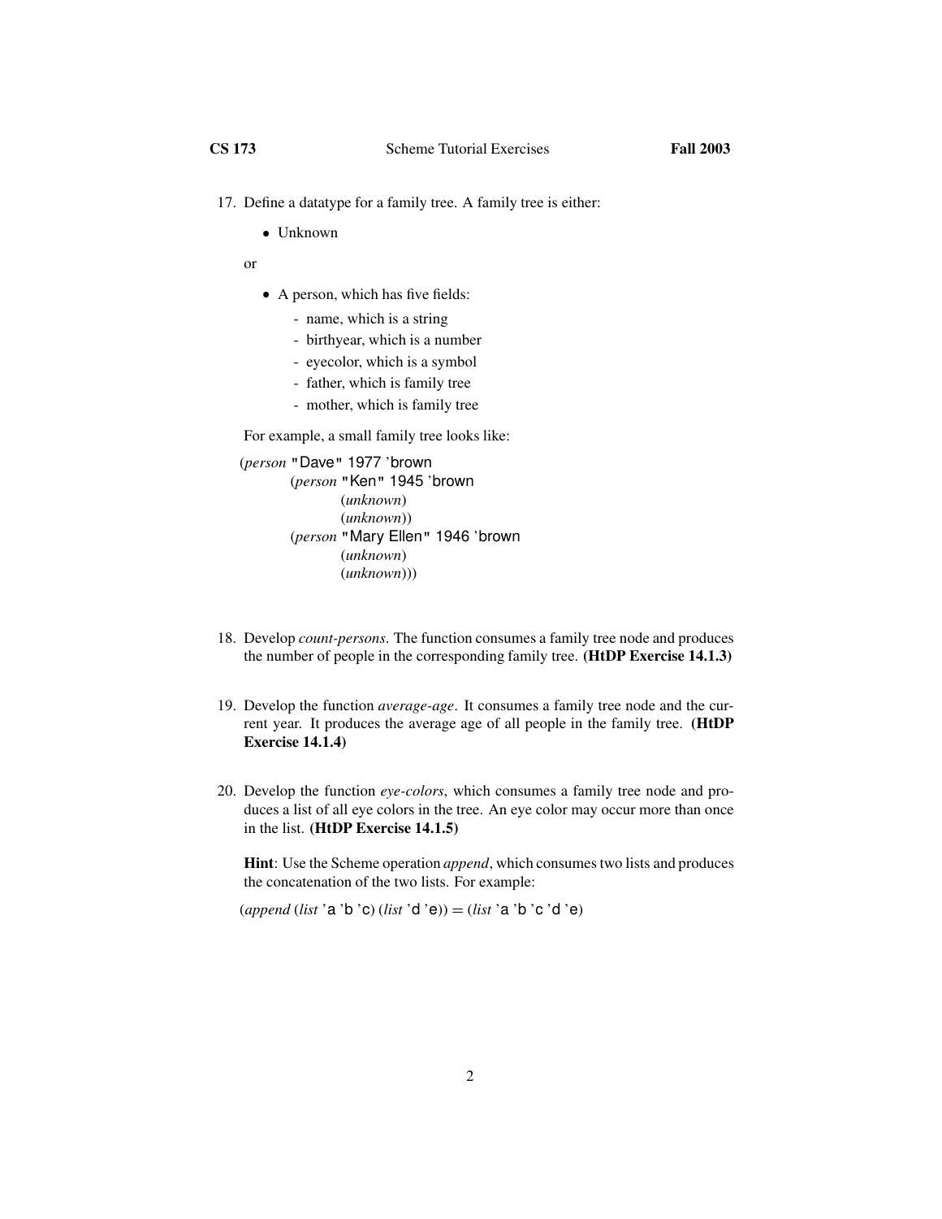17. Define a datatype for a family tree. A family tree is either:

    - Unknown

    or

    - A person, which has five fields:
        - name, which is a string
        - birthyear, which is a number
        - eyecolor, which is a symbol
        - father, which is family tree
        - mother, which is family tree

    For example, a small family tree looks like:

```
(person "Dave" 1977 'brown
        (person "Ken" 1945 'brown
                (unknown)
                (unknown))
        (person "Mary Ellen" 1946 'brown
                (unknown)
                (unknown)))
```

18. Develop *count-persons*. The function consumes a family tree node and produces the number of people in the corresponding family tree. **(HtDP Exercise 14.1.3)**

19. Develop the function *average-age*. It consumes a family tree node and the current year. It produces the average age of all people in the family tree. **(HtDP Exercise 14.1.4)**

20. Develop the function *eye-colors*, which consumes a family tree node and produces a list of all eye colors in the tree. An eye color may occur more than once in the list. **(HtDP Exercise 14.1.5)**

    **Hint**: Use the Scheme operation *append*, which consumes two lists and produces the concatenation of the two lists. For example:

    (*append* (*list* 'a 'b 'c) (*list* 'd 'e)) = (*list* 'a 'b 'c 'd 'e)